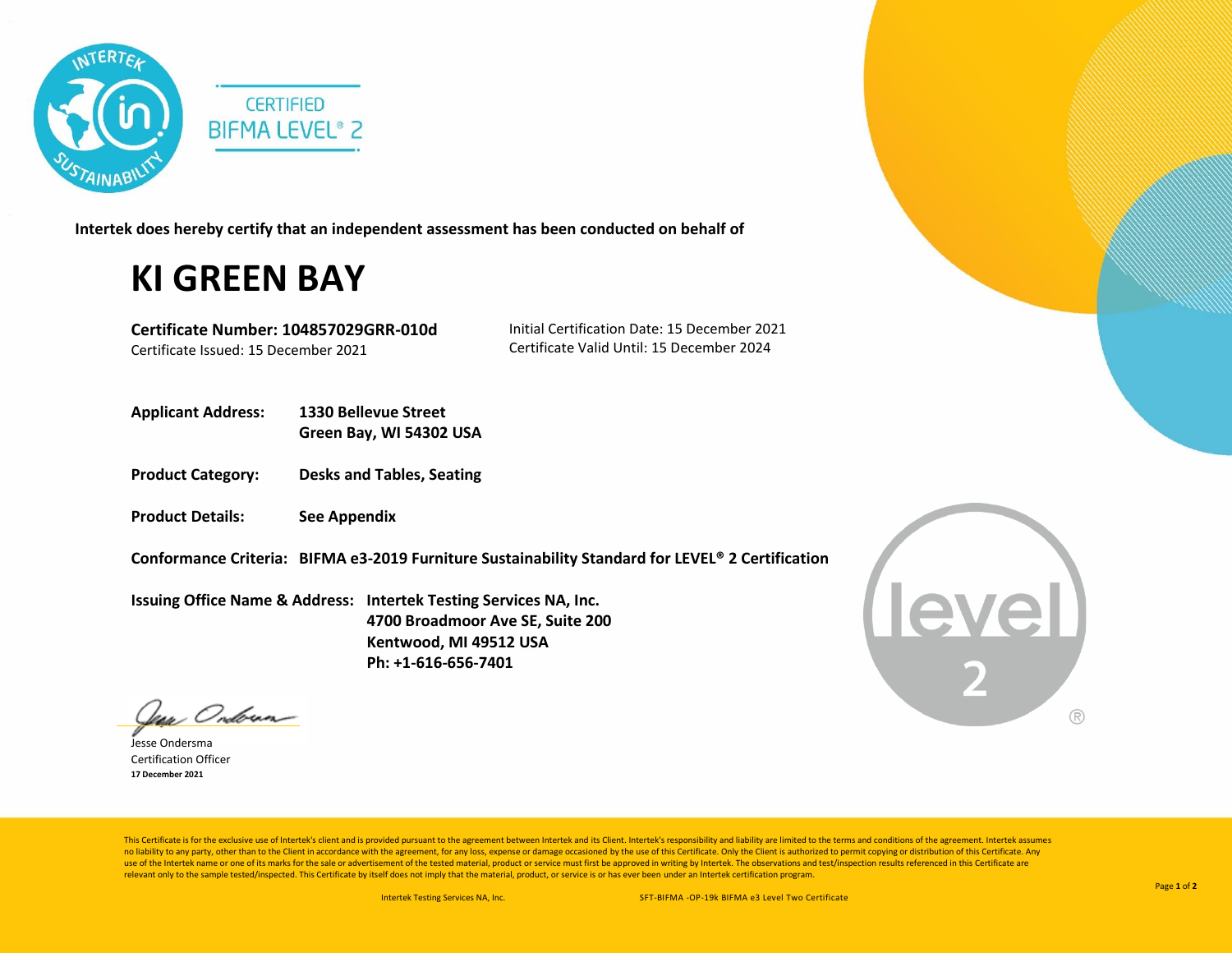CERTIFIED
BIFMA LEVEL® 2

**Intertek does hereby certify that an independent assessment has been conducted on behalf of**

# KI GREEN BAY

**Certificate Number: 104857029GRR-010d**
Certificate Issued: 15 December 2021

Initial Certification Date: 15 December 2021
Certificate Valid Until: 15 December 2024

**Applicant Address:** **1330 Bellevue Street**
**Green Bay, WI 54302 USA**

**Product Category:** **Desks and Tables, Seating**

**Product Details:** **See Appendix**

**Conformance Criteria:** **BIFMA e3-2019 Furniture Sustainability Standard for LEVEL® 2 Certification**

**Issuing Office Name & Address:** **Intertek Testing Services NA, Inc.**
**4700 Broadmoor Ave SE, Suite 200**
**Kentwood, MI 49512 USA**
**Ph: +1-616-656-7401**

Jesse Ondersma
Certification Officer
**17 December 2021**

level 2 ®

This Certificate is for the exclusive use of Intertek's client and is provided pursuant to the agreement between Intertek and its Client. Intertek's responsibility and liability are limited to the terms and conditions of the agreement. Intertek assumes no liability to any party, other than to the Client in accordance with the agreement, for any loss, expense or damage occasioned by the use of this Certificate. Only the Client is authorized to permit copying or distribution of this Certificate. Any use of the Intertek name or one of its marks for the sale or advertisement of the tested material, product or service must first be approved in writing by Intertek. The observations and test/inspection results referenced in this Certificate are relevant only to the sample tested/inspected. This Certificate by itself does not imply that the material, product, or service is or has ever been under an Intertek certification program.

Intertek Testing Services NA, Inc. SFT-BIFMA -OP-19k BIFMA e3 Level Two Certificate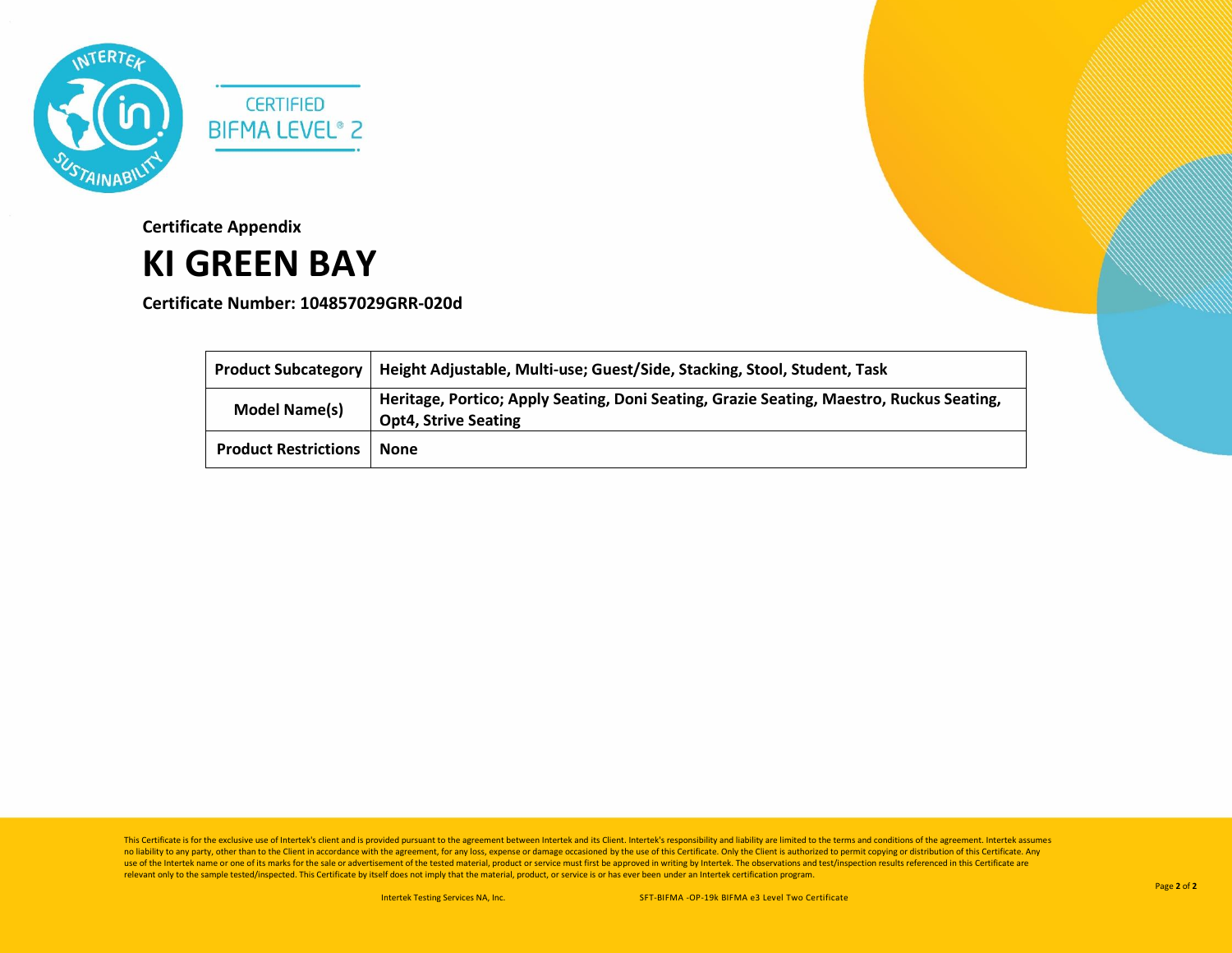CERTIFIED
BIFMA LEVEL® 2

**Certificate Appendix**

# KI GREEN BAY

**Certificate Number: 104857029GRR-020d**

| | |
|---|---|
| **Product Subcategory** | **Height Adjustable, Multi-use; Guest/Side, Stacking, Stool, Student, Task** |
| **Model Name(s)** | **Heritage, Portico; Apply Seating, Doni Seating, Grazie Seating, Maestro, Ruckus Seating, Opt4, Strive Seating** |
| **Product Restrictions** | **None** |

This Certificate is for the exclusive use of Intertek's client and is provided pursuant to the agreement between Intertek and its Client. Intertek's responsibility and liability are limited to the terms and conditions of the agreement. Intertek assumes no liability to any party, other than to the Client in accordance with the agreement, for any loss, expense or damage occasioned by the use of this Certificate. Only the Client is authorized to permit copying or distribution of this Certificate. Any use of the Intertek name or one of its marks for the sale or advertisement of the tested material, product or service must first be approved in writing by Intertek. The observations and test/inspection results referenced in this Certificate are relevant only to the sample tested/inspected. This Certificate by itself does not imply that the material, product, or service is or has ever been under an Intertek certification program.

Intertek Testing Services NA, Inc.

SFT-BIFMA -OP-19k BIFMA e3 Level Two Certificate